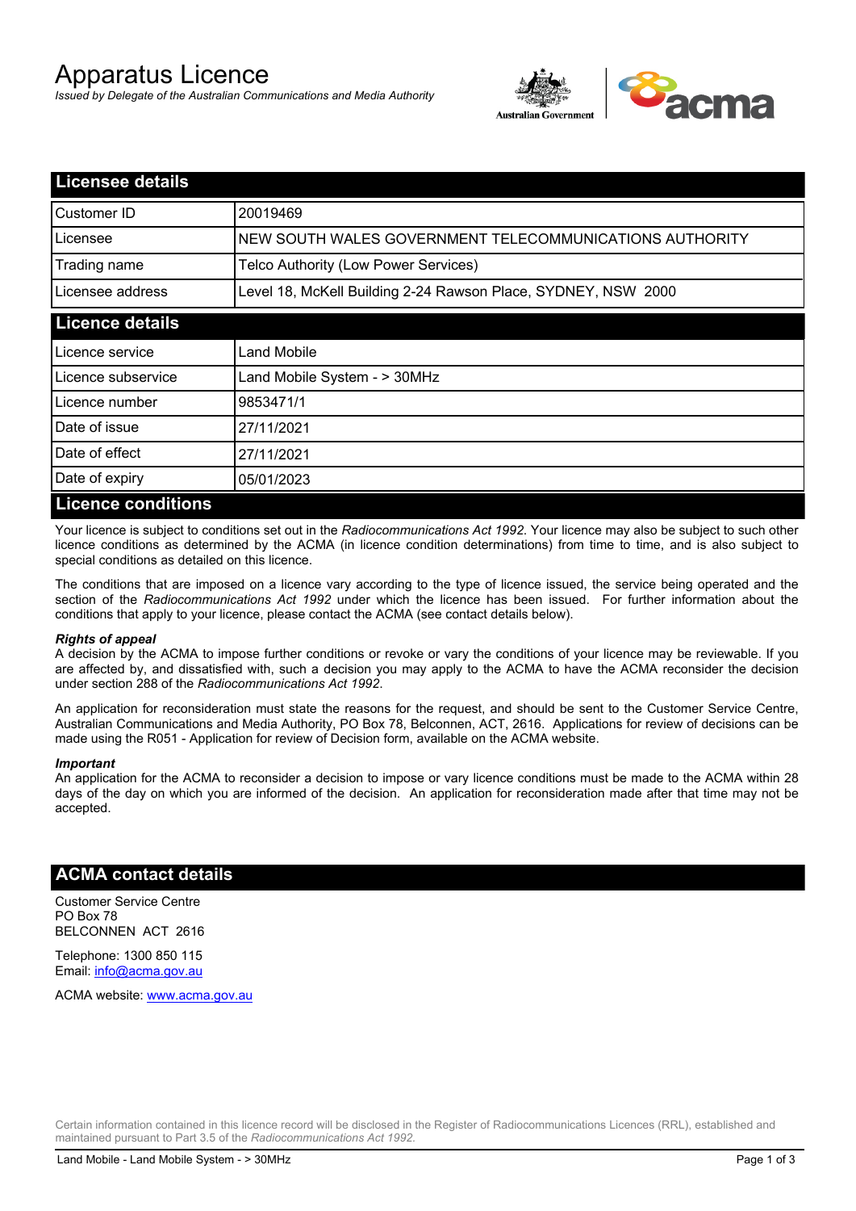# Apparatus Licence

*Issued by Delegate of the Australian Communications and Media Authority*

## Licensee details

| | |
|---|---|
| Customer ID | 20019469 |
| Licensee | NEW SOUTH WALES GOVERNMENT TELECOMMUNICATIONS AUTHORITY |
| Trading name | Telco Authority (Low Power Services) |
| Licensee address | Level 18, McKell Building 2-24 Rawson Place, SYDNEY, NSW 2000 |

## Licence details

| | |
|---|---|
| Licence service | Land Mobile |
| Licence subservice | Land Mobile System - > 30MHz |
| Licence number | 9853471/1 |
| Date of issue | 27/11/2021 |
| Date of effect | 27/11/2021 |
| Date of expiry | 05/01/2023 |

## Licence conditions

Your licence is subject to conditions set out in the *Radiocommunications Act 1992*. Your licence may also be subject to such other licence conditions as determined by the ACMA (in licence condition determinations) from time to time, and is also subject to special conditions as detailed on this licence.

The conditions that are imposed on a licence vary according to the type of licence issued, the service being operated and the section of the *Radiocommunications Act 1992* under which the licence has been issued. For further information about the conditions that apply to your licence, please contact the ACMA (see contact details below).

***Rights of appeal***

A decision by the ACMA to impose further conditions or revoke or vary the conditions of your licence may be reviewable. If you are affected by, and dissatisfied with, such a decision you may apply to the ACMA to have the ACMA reconsider the decision under section 288 of the *Radiocommunications Act 1992*.

An application for reconsideration must state the reasons for the request, and should be sent to the Customer Service Centre, Australian Communications and Media Authority, PO Box 78, Belconnen, ACT, 2616. Applications for review of decisions can be made using the R051 - Application for review of Decision form, available on the ACMA website.

***Important***

An application for the ACMA to reconsider a decision to impose or vary licence conditions must be made to the ACMA within 28 days of the day on which you are informed of the decision. An application for reconsideration made after that time may not be accepted.

## ACMA contact details

Customer Service Centre
PO Box 78
BELCONNEN ACT 2616

Telephone: 1300 850 115
Email: info@acma.gov.au

ACMA website: www.acma.gov.au

Certain information contained in this licence record will be disclosed in the Register of Radiocommunications Licences (RRL), established and maintained pursuant to Part 3.5 of the *Radiocommunications Act 1992.*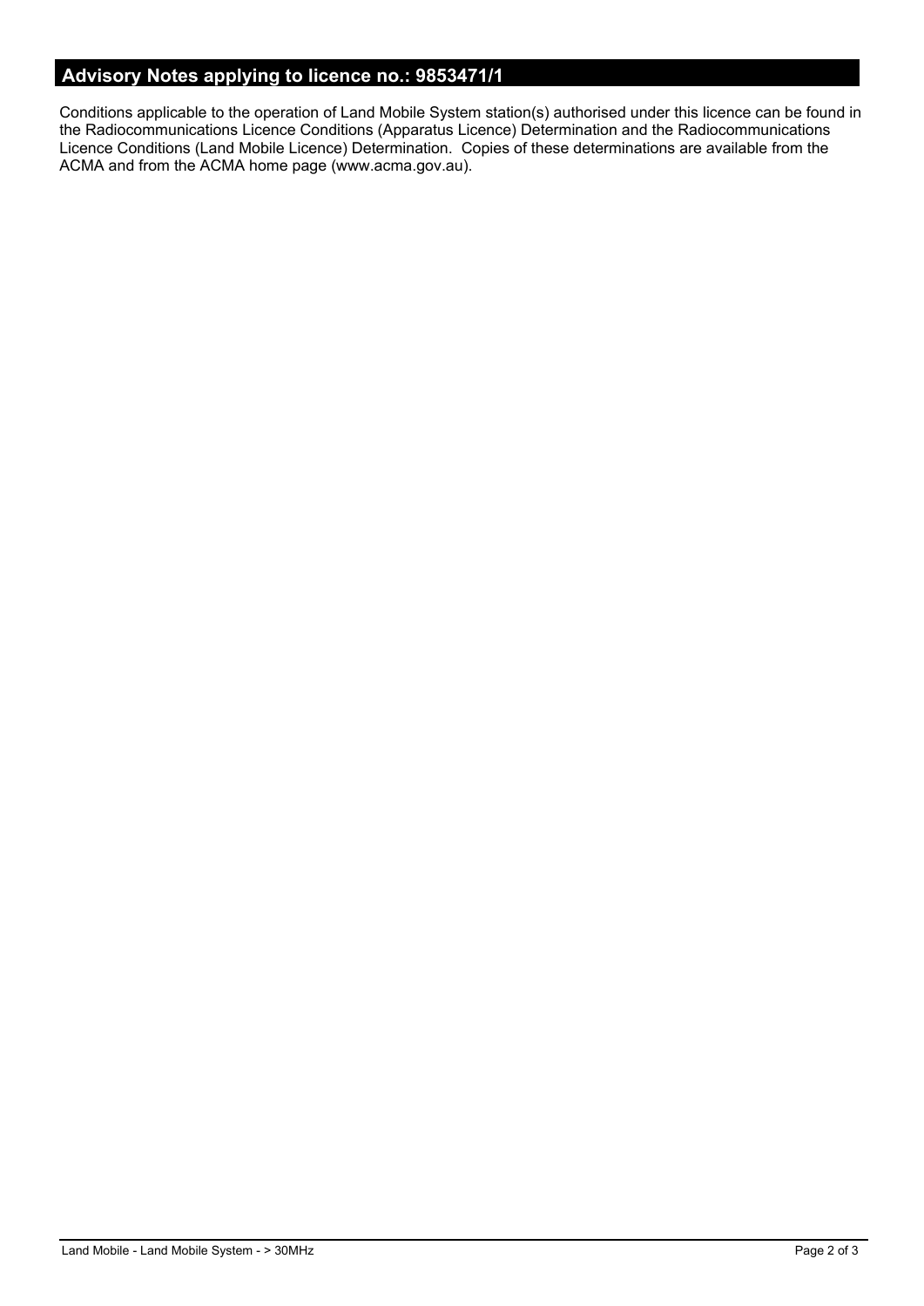## Advisory Notes applying to licence no.: 9853471/1

Conditions applicable to the operation of Land Mobile System station(s) authorised under this licence can be found in the Radiocommunications Licence Conditions (Apparatus Licence) Determination and the Radiocommunications Licence Conditions (Land Mobile Licence) Determination. Copies of these determinations are available from the ACMA and from the ACMA home page (www.acma.gov.au).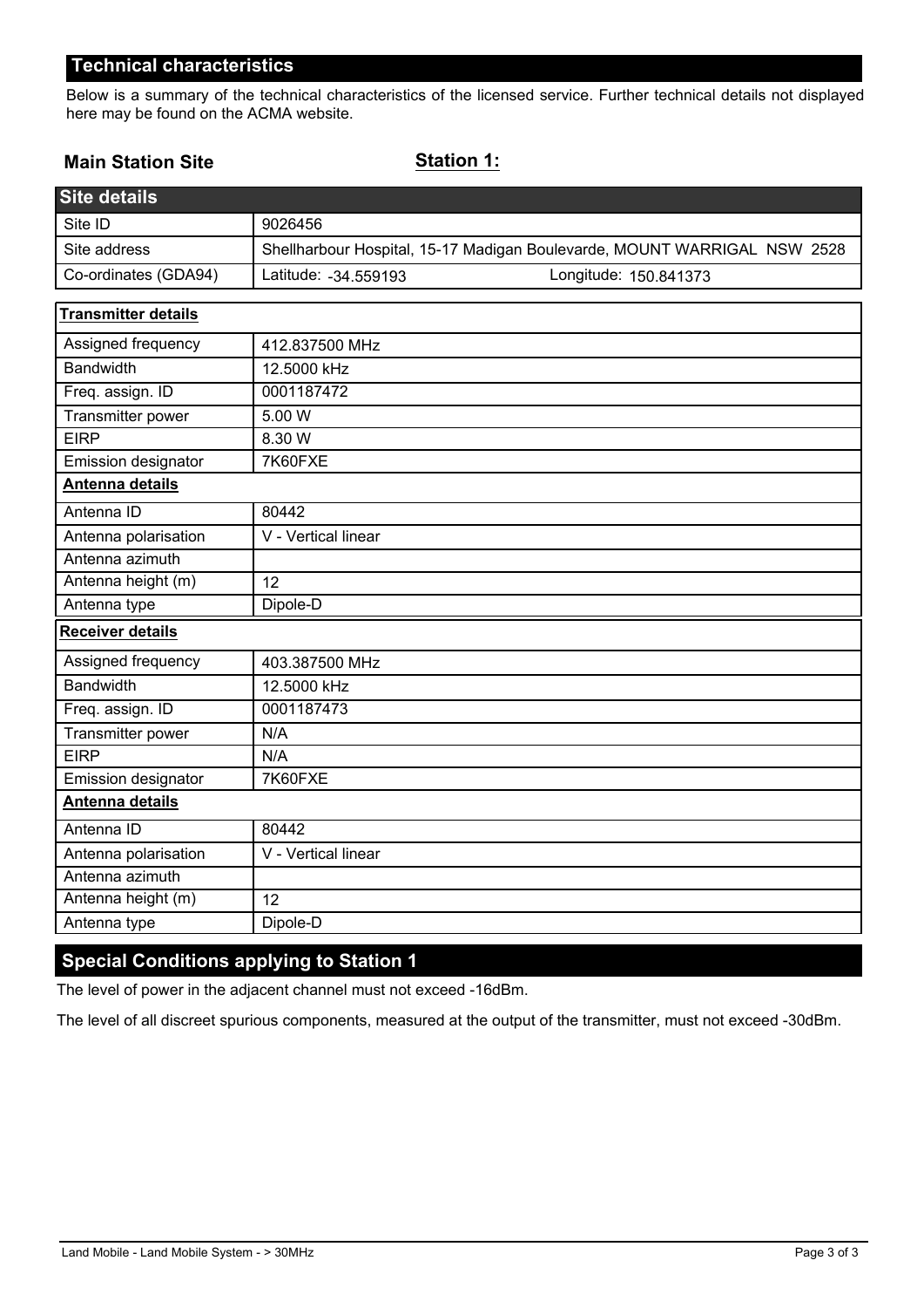## Technical characteristics

Below is a summary of the technical characteristics of the licensed service. Further technical details not displayed here may be found on the ACMA website.

**Main Station Site** **Station 1:**

| Site details | |
|---|---|
| Site ID | 9026456 |
| Site address | Shellharbour Hospital, 15-17 Madigan Boulevarde, MOUNT WARRIGAL NSW 2528 |
| Co-ordinates (GDA94) | Latitude: -34.559193 Longitude: 150.841373 |

| Transmitter details | |
|---|---|
| Assigned frequency | 412.837500 MHz |
| Bandwidth | 12.5000 kHz |
| Freq. assign. ID | 0001187472 |
| Transmitter power | 5.00 W |
| EIRP | 8.30 W |
| Emission designator | 7K60FXE |
| **Antenna details** | |
| Antenna ID | 80442 |
| Antenna polarisation | V - Vertical linear |
| Antenna azimuth | |
| Antenna height (m) | 12 |
| Antenna type | Dipole-D |

| Receiver details | |
|---|---|
| Assigned frequency | 403.387500 MHz |
| Bandwidth | 12.5000 kHz |
| Freq. assign. ID | 0001187473 |
| Transmitter power | N/A |
| EIRP | N/A |
| Emission designator | 7K60FXE |
| **Antenna details** | |
| Antenna ID | 80442 |
| Antenna polarisation | V - Vertical linear |
| Antenna azimuth | |
| Antenna height (m) | 12 |
| Antenna type | Dipole-D |

## Special Conditions applying to Station 1

The level of power in the adjacent channel must not exceed -16dBm.

The level of all discreet spurious components, measured at the output of the transmitter, must not exceed -30dBm.